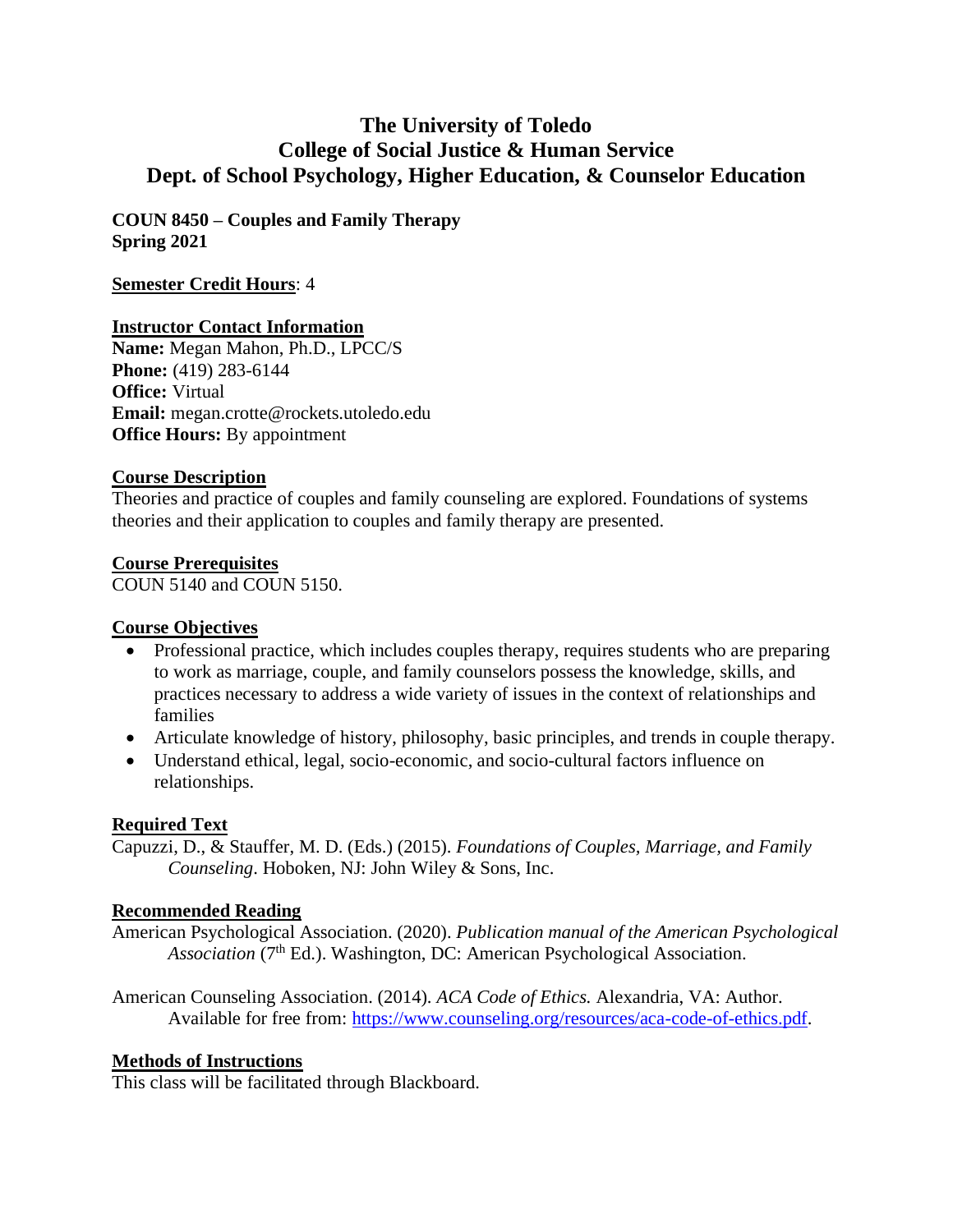# The University of Toledo
# College of Social Justice & Human Service
# Dept. of School Psychology, Higher Education, & Counselor Education

**COUN 8450 – Couples and Family Therapy**
**Spring 2021**

**Semester Credit Hours**: 4

## Instructor Contact Information

**Name:** Megan Mahon, Ph.D., LPCC/S
**Phone:** (419) 283-6144
**Office:** Virtual
**Email:** megan.crotte@rockets.utoledo.edu
**Office Hours:** By appointment

## Course Description

Theories and practice of couples and family counseling are explored. Foundations of systems theories and their application to couples and family therapy are presented.

## Course Prerequisites

COUN 5140 and COUN 5150.

## Course Objectives

- Professional practice, which includes couples therapy, requires students who are preparing to work as marriage, couple, and family counselors possess the knowledge, skills, and practices necessary to address a wide variety of issues in the context of relationships and families
- Articulate knowledge of history, philosophy, basic principles, and trends in couple therapy.
- Understand ethical, legal, socio-economic, and socio-cultural factors influence on relationships.

## Required Text

Capuzzi, D., & Stauffer, M. D. (Eds.) (2015). *Foundations of Couples, Marriage, and Family Counseling*. Hoboken, NJ: John Wiley & Sons, Inc.

## Recommended Reading

American Psychological Association. (2020). *Publication manual of the American Psychological Association* (7th Ed.). Washington, DC: American Psychological Association.

American Counseling Association. (2014). *ACA Code of Ethics.* Alexandria, VA: Author. Available for free from: https://www.counseling.org/resources/aca-code-of-ethics.pdf.

## Methods of Instructions

This class will be facilitated through Blackboard.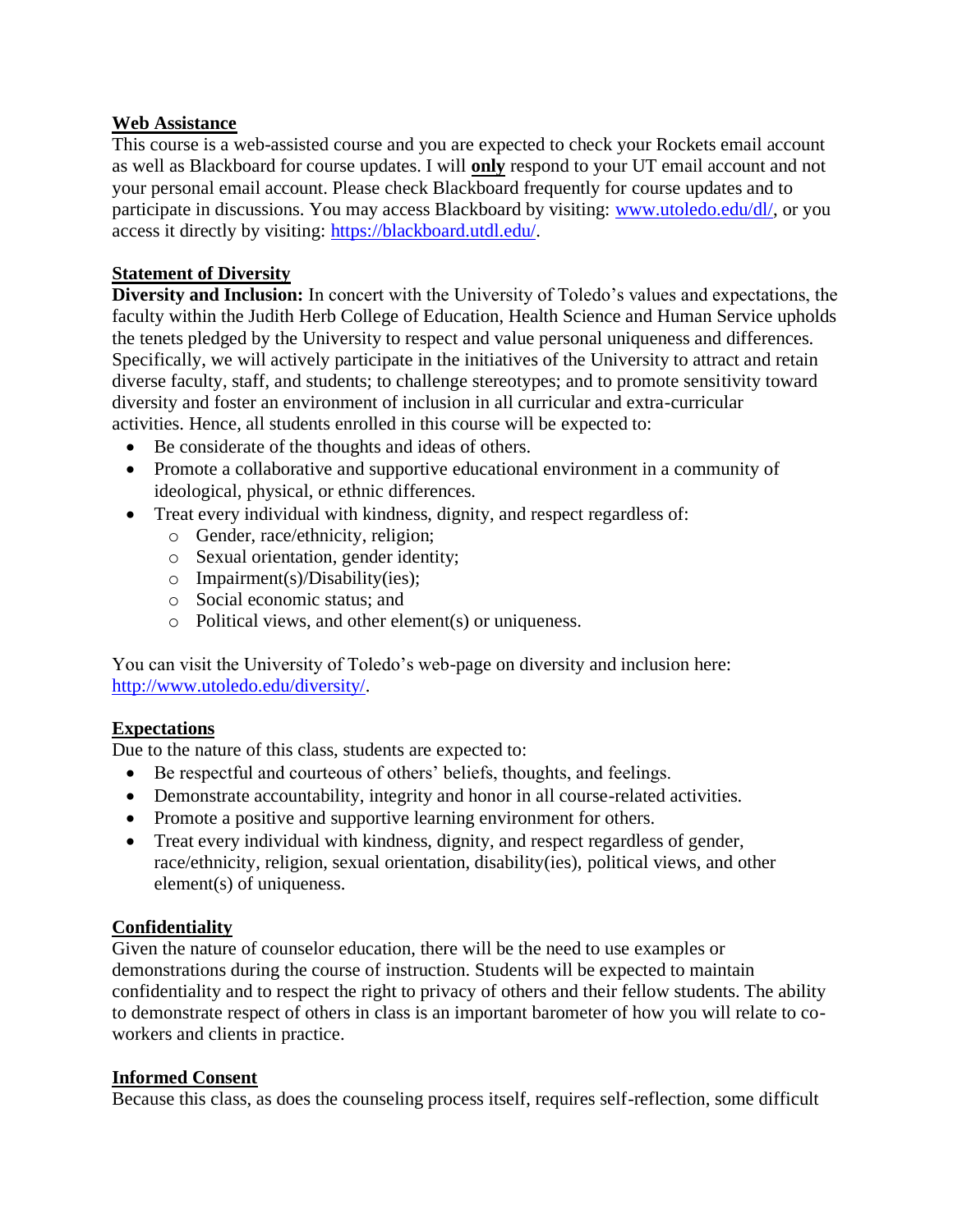**Web Assistance**
This course is a web-assisted course and you are expected to check your Rockets email account as well as Blackboard for course updates. I will **only** respond to your UT email account and not your personal email account. Please check Blackboard frequently for course updates and to participate in discussions. You may access Blackboard by visiting: [www.utoledo.edu/dl/](www.utoledo.edu/dl/), or you access it directly by visiting: [https://blackboard.utdl.edu/](https://blackboard.utdl.edu/).

**Statement of Diversity**
**Diversity and Inclusion:** In concert with the University of Toledo's values and expectations, the faculty within the Judith Herb College of Education, Health Science and Human Service upholds the tenets pledged by the University to respect and value personal uniqueness and differences. Specifically, we will actively participate in the initiatives of the University to attract and retain diverse faculty, staff, and students; to challenge stereotypes; and to promote sensitivity toward diversity and foster an environment of inclusion in all curricular and extra-curricular activities. Hence, all students enrolled in this course will be expected to:

- Be considerate of the thoughts and ideas of others.
- Promote a collaborative and supportive educational environment in a community of ideological, physical, or ethnic differences.
- Treat every individual with kindness, dignity, and respect regardless of:
  - Gender, race/ethnicity, religion;
  - Sexual orientation, gender identity;
  - Impairment(s)/Disability(ies);
  - Social economic status; and
  - Political views, and other element(s) or uniqueness.

You can visit the University of Toledo's web-page on diversity and inclusion here: [http://www.utoledo.edu/diversity/](http://www.utoledo.edu/diversity/).

**Expectations**
Due to the nature of this class, students are expected to:

- Be respectful and courteous of others' beliefs, thoughts, and feelings.
- Demonstrate accountability, integrity and honor in all course-related activities.
- Promote a positive and supportive learning environment for others.
- Treat every individual with kindness, dignity, and respect regardless of gender, race/ethnicity, religion, sexual orientation, disability(ies), political views, and other element(s) of uniqueness.

**Confidentiality**
Given the nature of counselor education, there will be the need to use examples or demonstrations during the course of instruction. Students will be expected to maintain confidentiality and to respect the right to privacy of others and their fellow students. The ability to demonstrate respect of others in class is an important barometer of how you will relate to co-workers and clients in practice.

**Informed Consent**
Because this class, as does the counseling process itself, requires self-reflection, some difficult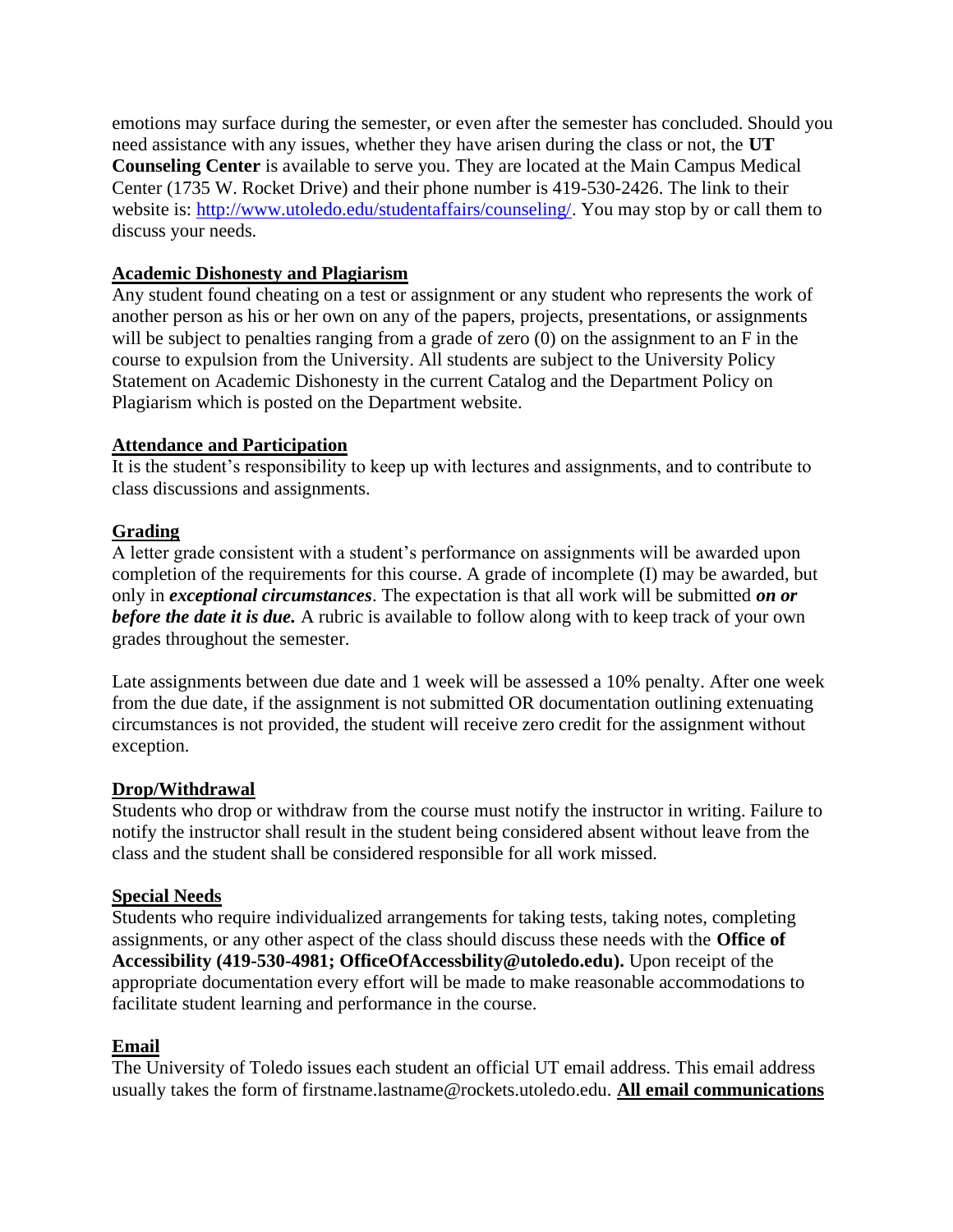emotions may surface during the semester, or even after the semester has concluded. Should you need assistance with any issues, whether they have arisen during the class or not, the **UT Counseling Center** is available to serve you. They are located at the Main Campus Medical Center (1735 W. Rocket Drive) and their phone number is 419-530-2426. The link to their website is: http://www.utoledo.edu/studentaffairs/counseling/. You may stop by or call them to discuss your needs.

## Academic Dishonesty and Plagiarism

Any student found cheating on a test or assignment or any student who represents the work of another person as his or her own on any of the papers, projects, presentations, or assignments will be subject to penalties ranging from a grade of zero (0) on the assignment to an F in the course to expulsion from the University. All students are subject to the University Policy Statement on Academic Dishonesty in the current Catalog and the Department Policy on Plagiarism which is posted on the Department website.

## Attendance and Participation

It is the student's responsibility to keep up with lectures and assignments, and to contribute to class discussions and assignments.

## Grading

A letter grade consistent with a student's performance on assignments will be awarded upon completion of the requirements for this course. A grade of incomplete (I) may be awarded, but only in ***exceptional circumstances***. The expectation is that all work will be submitted ***on or before the date it is due.*** A rubric is available to follow along with to keep track of your own grades throughout the semester.

Late assignments between due date and 1 week will be assessed a 10% penalty. After one week from the due date, if the assignment is not submitted OR documentation outlining extenuating circumstances is not provided, the student will receive zero credit for the assignment without exception.

## Drop/Withdrawal

Students who drop or withdraw from the course must notify the instructor in writing. Failure to notify the instructor shall result in the student being considered absent without leave from the class and the student shall be considered responsible for all work missed.

## Special Needs

Students who require individualized arrangements for taking tests, taking notes, completing assignments, or any other aspect of the class should discuss these needs with the **Office of Accessibility (419-530-4981; OfficeOfAccessbility@utoledo.edu).** Upon receipt of the appropriate documentation every effort will be made to make reasonable accommodations to facilitate student learning and performance in the course.

## Email

The University of Toledo issues each student an official UT email address. This email address usually takes the form of firstname.lastname@rockets.utoledo.edu. **All email communications**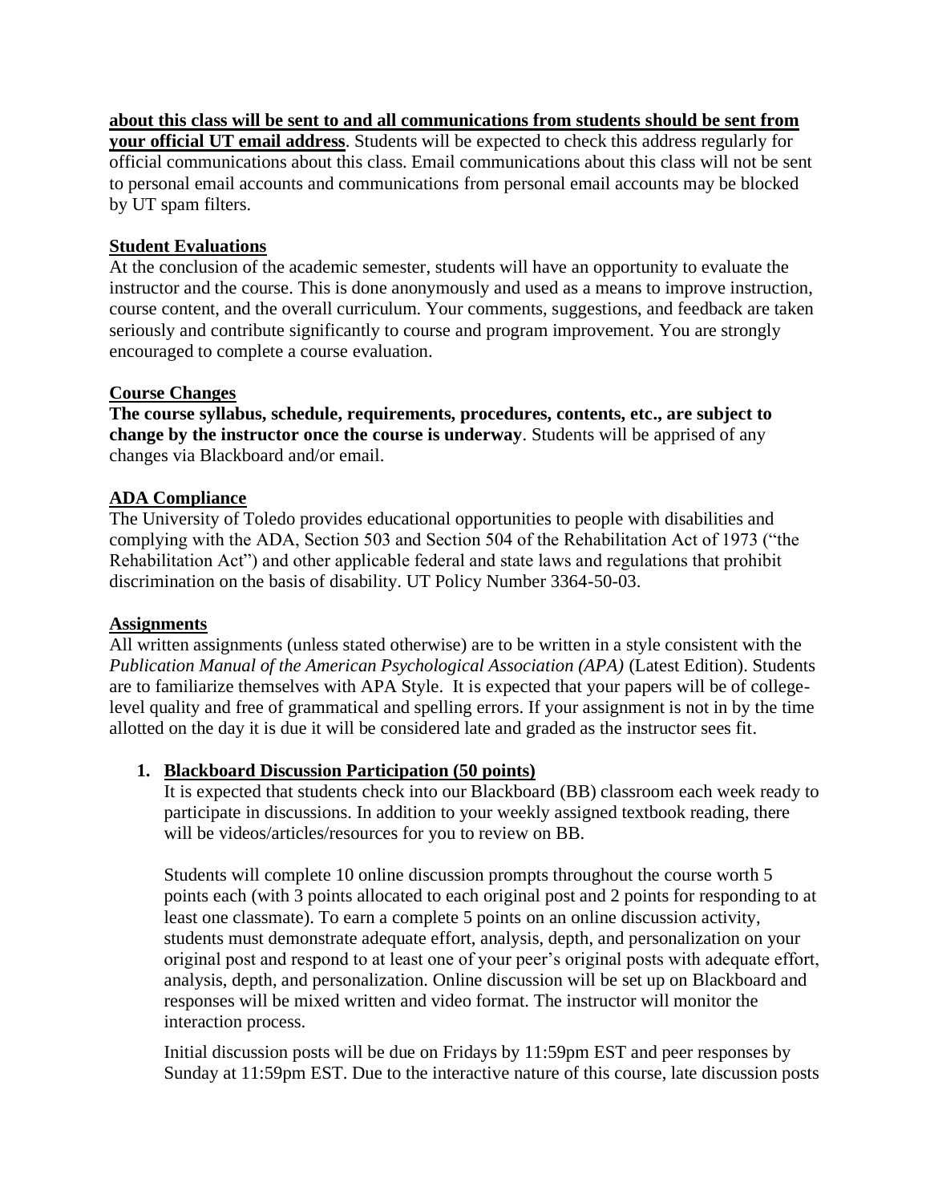**about this class will be sent to and all communications from students should be sent from your official UT email address**. Students will be expected to check this address regularly for official communications about this class. Email communications about this class will not be sent to personal email accounts and communications from personal email accounts may be blocked by UT spam filters.

## Student Evaluations

At the conclusion of the academic semester, students will have an opportunity to evaluate the instructor and the course. This is done anonymously and used as a means to improve instruction, course content, and the overall curriculum. Your comments, suggestions, and feedback are taken seriously and contribute significantly to course and program improvement. You are strongly encouraged to complete a course evaluation.

## Course Changes

**The course syllabus, schedule, requirements, procedures, contents, etc., are subject to change by the instructor once the course is underway**. Students will be apprised of any changes via Blackboard and/or email.

## ADA Compliance

The University of Toledo provides educational opportunities to people with disabilities and complying with the ADA, Section 503 and Section 504 of the Rehabilitation Act of 1973 ("the Rehabilitation Act") and other applicable federal and state laws and regulations that prohibit discrimination on the basis of disability. UT Policy Number 3364-50-03.

## Assignments

All written assignments (unless stated otherwise) are to be written in a style consistent with the *Publication Manual of the American Psychological Association (APA)* (Latest Edition). Students are to familiarize themselves with APA Style. It is expected that your papers will be of college-level quality and free of grammatical and spelling errors. If your assignment is not in by the time allotted on the day it is due it will be considered late and graded as the instructor sees fit.

1. **Blackboard Discussion Participation (50 points)**

   It is expected that students check into our Blackboard (BB) classroom each week ready to participate in discussions. In addition to your weekly assigned textbook reading, there will be videos/articles/resources for you to review on BB.

   Students will complete 10 online discussion prompts throughout the course worth 5 points each (with 3 points allocated to each original post and 2 points for responding to at least one classmate). To earn a complete 5 points on an online discussion activity, students must demonstrate adequate effort, analysis, depth, and personalization on your original post and respond to at least one of your peer's original posts with adequate effort, analysis, depth, and personalization. Online discussion will be set up on Blackboard and responses will be mixed written and video format. The instructor will monitor the interaction process.

   Initial discussion posts will be due on Fridays by 11:59pm EST and peer responses by Sunday at 11:59pm EST. Due to the interactive nature of this course, late discussion posts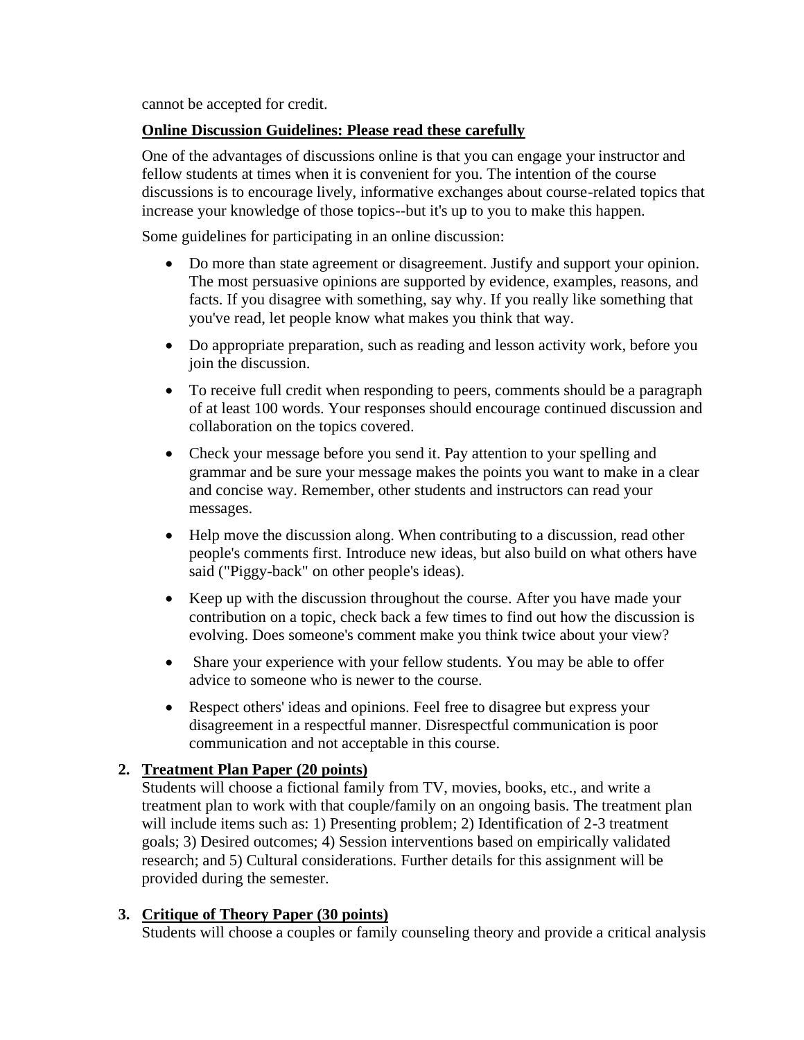cannot be accepted for credit.

**Online Discussion Guidelines: Please read these carefully**

One of the advantages of discussions online is that you can engage your instructor and fellow students at times when it is convenient for you. The intention of the course discussions is to encourage lively, informative exchanges about course-related topics that increase your knowledge of those topics--but it's up to you to make this happen.

Some guidelines for participating in an online discussion:

- Do more than state agreement or disagreement. Justify and support your opinion. The most persuasive opinions are supported by evidence, examples, reasons, and facts. If you disagree with something, say why. If you really like something that you've read, let people know what makes you think that way.
- Do appropriate preparation, such as reading and lesson activity work, before you join the discussion.
- To receive full credit when responding to peers, comments should be a paragraph of at least 100 words. Your responses should encourage continued discussion and collaboration on the topics covered.
- Check your message before you send it. Pay attention to your spelling and grammar and be sure your message makes the points you want to make in a clear and concise way. Remember, other students and instructors can read your messages.
- Help move the discussion along. When contributing to a discussion, read other people's comments first. Introduce new ideas, but also build on what others have said ("Piggy-back" on other people's ideas).
- Keep up with the discussion throughout the course. After you have made your contribution on a topic, check back a few times to find out how the discussion is evolving. Does someone's comment make you think twice about your view?
- Share your experience with your fellow students. You may be able to offer advice to someone who is newer to the course.
- Respect others' ideas and opinions. Feel free to disagree but express your disagreement in a respectful manner. Disrespectful communication is poor communication and not acceptable in this course.

2. **Treatment Plan Paper (20 points)**
   Students will choose a fictional family from TV, movies, books, etc., and write a treatment plan to work with that couple/family on an ongoing basis. The treatment plan will include items such as: 1) Presenting problem; 2) Identification of 2-3 treatment goals; 3) Desired outcomes; 4) Session interventions based on empirically validated research; and 5) Cultural considerations. Further details for this assignment will be provided during the semester.

3. **Critique of Theory Paper (30 points)**
   Students will choose a couples or family counseling theory and provide a critical analysis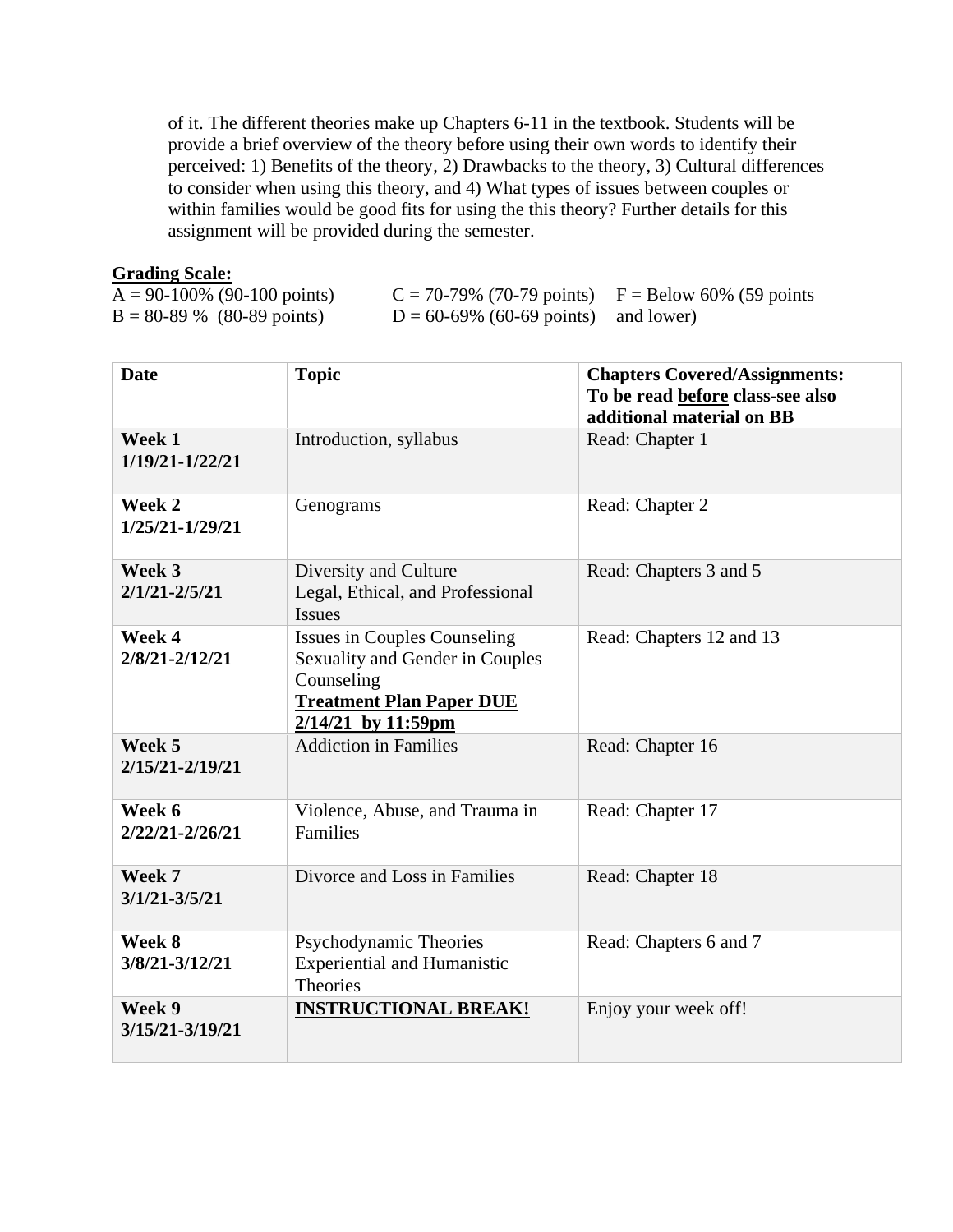of it. The different theories make up Chapters 6-11 in the textbook. Students will be provide a brief overview of the theory before using their own words to identify their perceived: 1) Benefits of the theory, 2) Drawbacks to the theory, 3) Cultural differences to consider when using this theory, and 4) What types of issues between couples or within families would be good fits for using the this theory? Further details for this assignment will be provided during the semester.

**Grading Scale:**

A = 90-100% (90-100 points)
B = 80-89 % (80-89 points)
C = 70-79% (70-79 points)
D = 60-69% (60-69 points)
F = Below 60% (59 points and lower)

| Date | Topic | Chapters Covered/Assignments: To be read before class-see also additional material on BB |
|---|---|---|
| **Week 1** **1/19/21-1/22/21** | Introduction, syllabus | Read: Chapter 1 |
| **Week 2** **1/25/21-1/29/21** | Genograms | Read: Chapter 2 |
| **Week 3** **2/1/21-2/5/21** | Diversity and Culture<br>Legal, Ethical, and Professional Issues | Read: Chapters 3 and 5 |
| **Week 4** **2/8/21-2/12/21** | Issues in Couples Counseling<br>Sexuality and Gender in Couples Counseling<br>**Treatment Plan Paper DUE 2/14/21 by 11:59pm** | Read: Chapters 12 and 13 |
| **Week 5** **2/15/21-2/19/21** | Addiction in Families | Read: Chapter 16 |
| **Week 6** **2/22/21-2/26/21** | Violence, Abuse, and Trauma in Families | Read: Chapter 17 |
| **Week 7** **3/1/21-3/5/21** | Divorce and Loss in Families | Read: Chapter 18 |
| **Week 8** **3/8/21-3/12/21** | Psychodynamic Theories<br>Experiential and Humanistic Theories | Read: Chapters 6 and 7 |
| **Week 9** **3/15/21-3/19/21** | **INSTRUCTIONAL BREAK!** | Enjoy your week off! |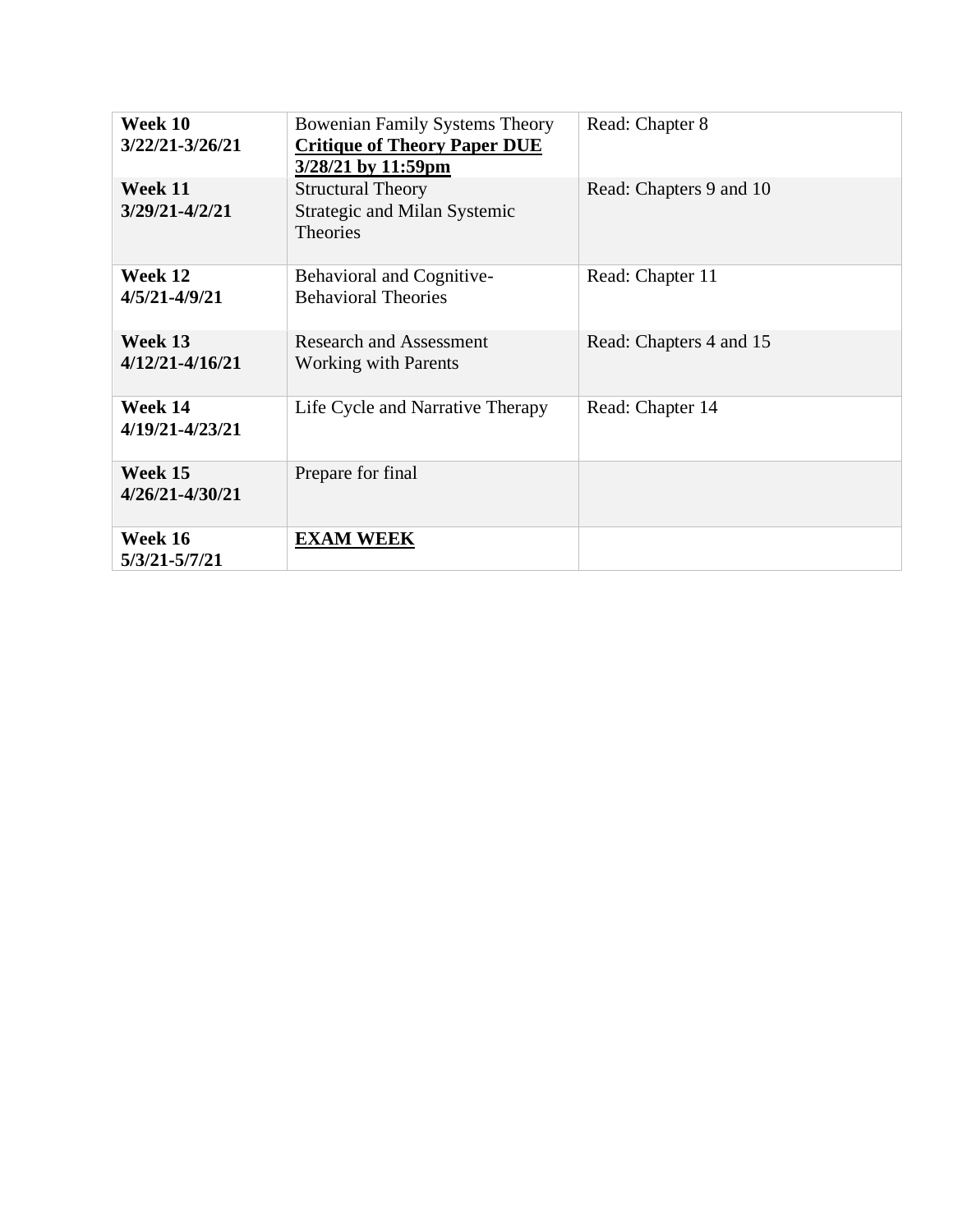| | | |
|---|---|---|
| **Week 10**<br>**3/22/21-3/26/21** | Bowenian Family Systems Theory<br>**Critique of Theory Paper DUE 3/28/21 by 11:59pm** | Read: Chapter 8 |
| **Week 11**<br>**3/29/21-4/2/21** | Structural Theory<br>Strategic and Milan Systemic Theories | Read: Chapters 9 and 10 |
| **Week 12**<br>**4/5/21-4/9/21** | Behavioral and Cognitive-Behavioral Theories | Read: Chapter 11 |
| **Week 13**<br>**4/12/21-4/16/21** | Research and Assessment<br>Working with Parents | Read: Chapters 4 and 15 |
| **Week 14**<br>**4/19/21-4/23/21** | Life Cycle and Narrative Therapy | Read: Chapter 14 |
| **Week 15**<br>**4/26/21-4/30/21** | Prepare for final | |
| **Week 16**<br>**5/3/21-5/7/21** | **EXAM WEEK** | |